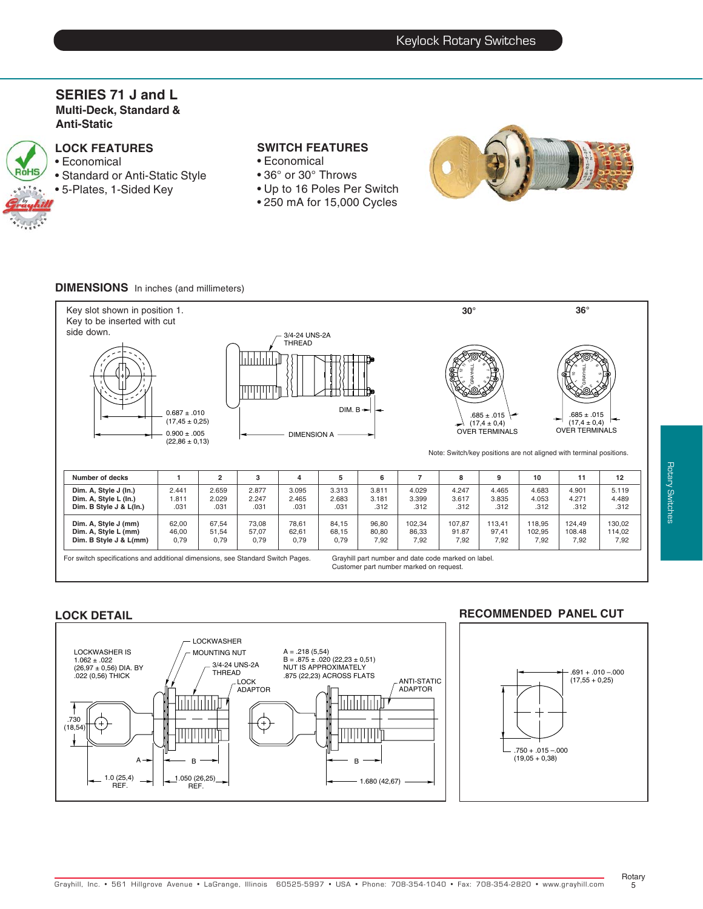## SERIES 71 J and L

**Multi-Deck, Standard & Anti-Static**

### LOCK FEATURES

- Economical
- Standard or Anti-Static Style
- 5-Plates, 1-Sided Key

### SWITCH FEATURES

- Economical
- 36° or 30° Throws
- Up to 16 Poles Per Switch
- 250 mA for 15,000 Cycles

### DIMENSIONS In inches (and millimeters)

Key slot shown in position 1. Key to be inserted with cut side down.

0.687 ± .010 (17,45 ± 0,25)

0.900 ± .005 (22,86 ± 0,13)

3/4-24 UNS-2A THREAD

DIM. B

DIMENSION A

30°

36°

.685 ± .015 (17,4 ± 0,4) OVER TERMINALS

.685 ± .015 (17,4 ± 0,4) OVER TERMINALS

Note: Switch/key positions are not aligned with terminal positions.

| Number of decks | 1 | 2 | 3 | 4 | 5 | 6 | 7 | 8 | 9 | 10 | 11 | 12 |
|---|---|---|---|---|---|---|---|---|---|---|---|---|
| Dim. A, Style J (In.) | 2.441 | 2.659 | 2.877 | 3.095 | 3.313 | 3.811 | 4.029 | 4.247 | 4.465 | 4.683 | 4.901 | 5.119 |
| Dim. A, Style L (In.) | 1.811 | 2.029 | 2.247 | 2.465 | 2.683 | 3.181 | 3.399 | 3.617 | 3.835 | 4.053 | 4.271 | 4.489 |
| Dim. B Style J & L(In.) | .031 | .031 | .031 | .031 | .031 | .312 | .312 | .312 | .312 | .312 | .312 | .312 |
| Dim. A, Style J (mm) | 62,00 | 67,54 | 73,08 | 78,61 | 84,15 | 96,80 | 102,34 | 107,87 | 113,41 | 118,95 | 124,49 | 130,02 |
| Dim. A, Style L (mm) | 46,00 | 51,54 | 57,07 | 62,61 | 68,15 | 80,80 | 86,33 | 91.87 | 97,41 | 102,95 | 108.48 | 114,02 |
| Dim. B Style J & L(mm) | 0,79 | 0,79 | 0,79 | 0,79 | 0,79 | 7,92 | 7,92 | 7,92 | 7,92 | 7,92 | 7,92 | 7,92 |

For switch specifications and additional dimensions, see Standard Switch Pages.

Grayhill part number and date code marked on label. Customer part number marked on request.

### LOCK DETAIL

LOCKWASHER IS 1.062 ± .022 (26,97 ± 0,56) DIA. BY .022 (0,56) THICK

LOCKWASHER

MOUNTING NUT

3/4-24 UNS-2A THREAD

LOCK ADAPTOR

A = .218 (5,54)
B = .875 ± .020 (22,23 ± 0,51)
NUT IS APPROXIMATELY .875 (22,23) ACROSS FLATS

ANTI-STATIC ADAPTOR

.730 (18,54)

A

B

1.0 (25,4) REF.

1.050 (26,25) REF.

B

1.680 (42,67)

### RECOMMENDED PANEL CUT

.691 + .010 –.000 (17,55 + 0,25)

.750 + .015 –.000 (19,05 + 0,38)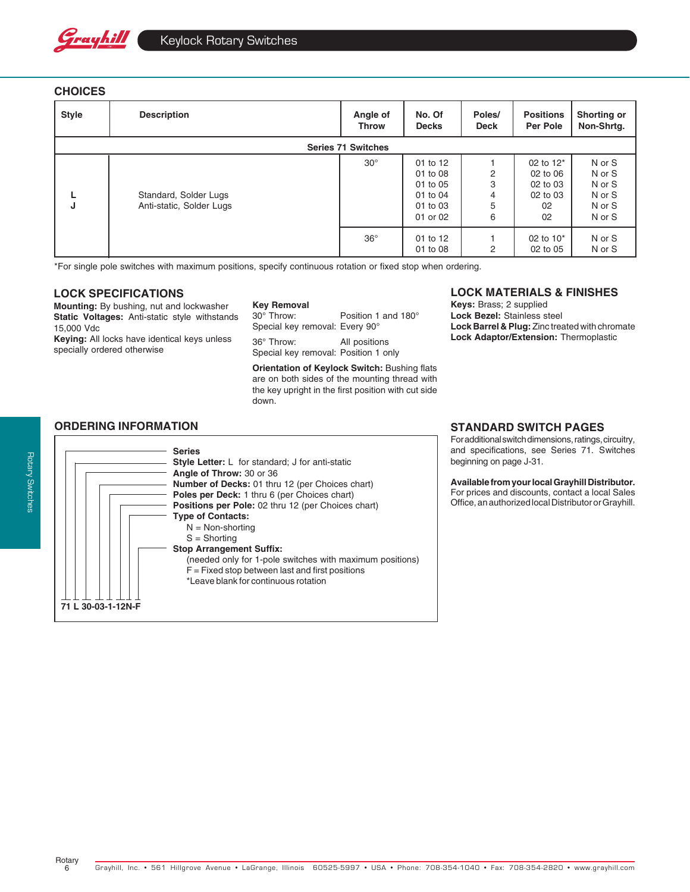## CHOICES

| Style | Description | Angle of Throw | No. Of Decks | Poles/ Deck | Positions Per Pole | Shorting or Non-Shrtg. |
|---|---|---|---|---|---|---|
| **Series 71 Switches** | | | | | | |
| L<br>J | Standard, Solder Lugs<br>Anti-static, Solder Lugs | 30° | 01 to 12<br>01 to 08<br>01 to 05<br>01 to 04<br>01 to 03<br>01 or 02 | 1<br>2<br>3<br>4<br>5<br>6 | 02 to 12*<br>02 to 06<br>02 to 03<br>02 to 03<br>02<br>02 | N or S<br>N or S<br>N or S<br>N or S<br>N or S<br>N or S |
| | | 36° | 01 to 12<br>01 to 08 | 1<br>2 | 02 to 10*<br>02 to 05 | N or S<br>N or S |

*For single pole switches with maximum positions, specify continuous rotation or fixed stop when ordering.

## LOCK SPECIFICATIONS

**Mounting:** By bushing, nut and lockwasher
**Static Voltages:** Anti-static style withstands 15,000 Vdc
**Keying:** All locks have identical keys unless specially ordered otherwise

**Key Removal**
30° Throw: Position 1 and 180°
Special key removal: Every 90°

36° Throw: All positions
Special key removal: Position 1 only

**Orientation of Keylock Switch:** Bushing flats are on both sides of the mounting thread with the key upright in the first position with cut side down.

## LOCK MATERIALS & FINISHES

**Keys:** Brass; 2 supplied
**Lock Bezel:** Stainless steel
**Lock Barrel & Plug:** Zinc treated with chromate
**Lock Adaptor/Extension:** Thermoplastic

## ORDERING INFORMATION

**Series**
**Style Letter:** L for standard; J for anti-static
**Angle of Throw:** 30 or 36
**Number of Decks:** 01 thru 12 (per Choices chart)
**Poles per Deck:** 1 thru 6 (per Choices chart)
**Positions per Pole:** 02 thru 12 (per Choices chart)
**Type of Contacts:**
- N = Non-shorting
- S = Shorting

**Stop Arrangement Suffix:**
(needed only for 1-pole switches with maximum positions)
F = Fixed stop between last and first positions
*Leave blank for continuous rotation

**71 L 30-03-1-12N-F**

## STANDARD SWITCH PAGES

For additional switch dimensions, ratings, circuitry, and specifications, see Series 71. Switches beginning on page J-31.

**Available from your local Grayhill Distributor.**
For prices and discounts, contact a local Sales Office, an authorized local Distributor or Grayhill.